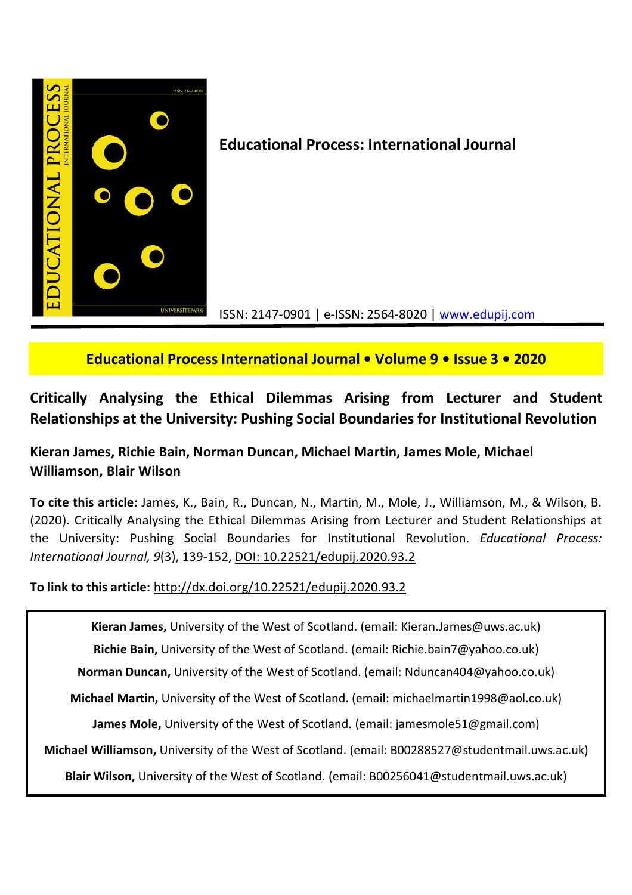**Educational Process: International Journal**

ISSN: 2147-0901 | e-ISSN: 2564-8020 | www.edupij.com

**Educational Process International Journal • Volume 9 • Issue 3 • 2020**

# Critically Analysing the Ethical Dilemmas Arising from Lecturer and Student Relationships at the University: Pushing Social Boundaries for Institutional Revolution

**Kieran James, Richie Bain, Norman Duncan, Michael Martin, James Mole, Michael Williamson, Blair Wilson**

**To cite this article:** James, K., Bain, R., Duncan, N., Martin, M., Mole, J., Williamson, M., & Wilson, B. (2020). Critically Analysing the Ethical Dilemmas Arising from Lecturer and Student Relationships at the University: Pushing Social Boundaries for Institutional Revolution. *Educational Process: International Journal, 9*(3), 139-152, DOI: 10.22521/edupij.2020.93.2

**To link to this article:** http://dx.doi.org/10.22521/edupij.2020.93.2

**Kieran James,** University of the West of Scotland. (email: Kieran.James@uws.ac.uk)

**Richie Bain,** University of the West of Scotland. (email: Richie.bain7@yahoo.co.uk)

**Norman Duncan,** University of the West of Scotland. (email: Nduncan404@yahoo.co.uk)

**Michael Martin,** University of the West of Scotland. (email: michaelmartin1998@aol.co.uk)

**James Mole,** University of the West of Scotland. (email: jamesmole51@gmail.com)

**Michael Williamson,** University of the West of Scotland. (email: B00288527@studentmail.uws.ac.uk)

**Blair Wilson,** University of the West of Scotland. (email: B00256041@studentmail.uws.ac.uk)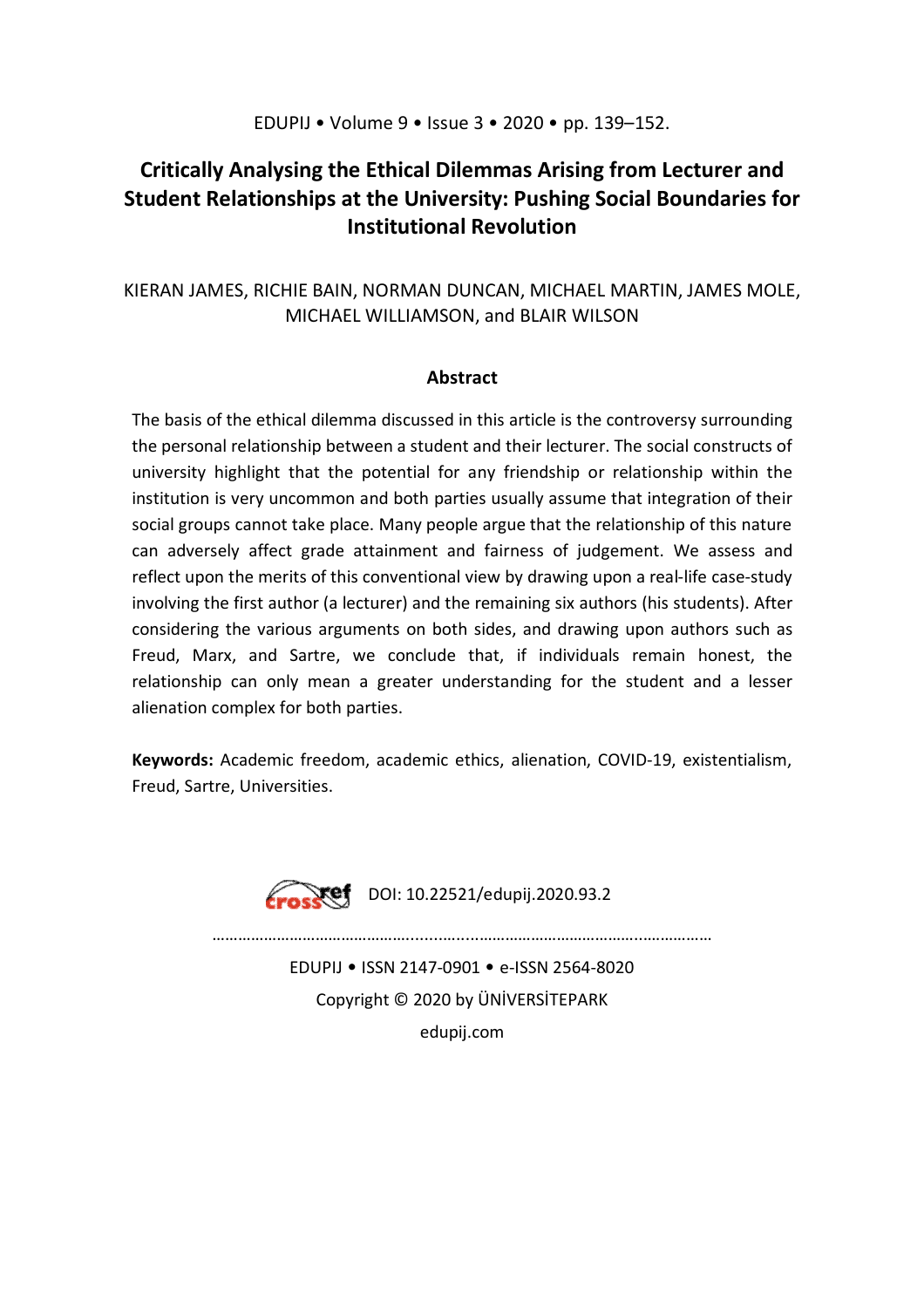# Critically Analysing the Ethical Dilemmas Arising from Lecturer and Student Relationships at the University: Pushing Social Boundaries for Institutional Revolution

KIERAN JAMES, RICHIE BAIN, NORMAN DUNCAN, MICHAEL MARTIN, JAMES MOLE, MICHAEL WILLIAMSON, and BLAIR WILSON

## Abstract

The basis of the ethical dilemma discussed in this article is the controversy surrounding the personal relationship between a student and their lecturer. The social constructs of university highlight that the potential for any friendship or relationship within the institution is very uncommon and both parties usually assume that integration of their social groups cannot take place. Many people argue that the relationship of this nature can adversely affect grade attainment and fairness of judgement. We assess and reflect upon the merits of this conventional view by drawing upon a real-life case-study involving the first author (a lecturer) and the remaining six authors (his students). After considering the various arguments on both sides, and drawing upon authors such as Freud, Marx, and Sartre, we conclude that, if individuals remain honest, the relationship can only mean a greater understanding for the student and a lesser alienation complex for both parties.

**Keywords:** Academic freedom, academic ethics, alienation, COVID-19, existentialism, Freud, Sartre, Universities.

DOI: 10.22521/edupij.2020.93.2

EDUPIJ • ISSN 2147-0901 • e-ISSN 2564-8020

Copyright © 2020 by ÜNİVERSİTEPARK

edupij.com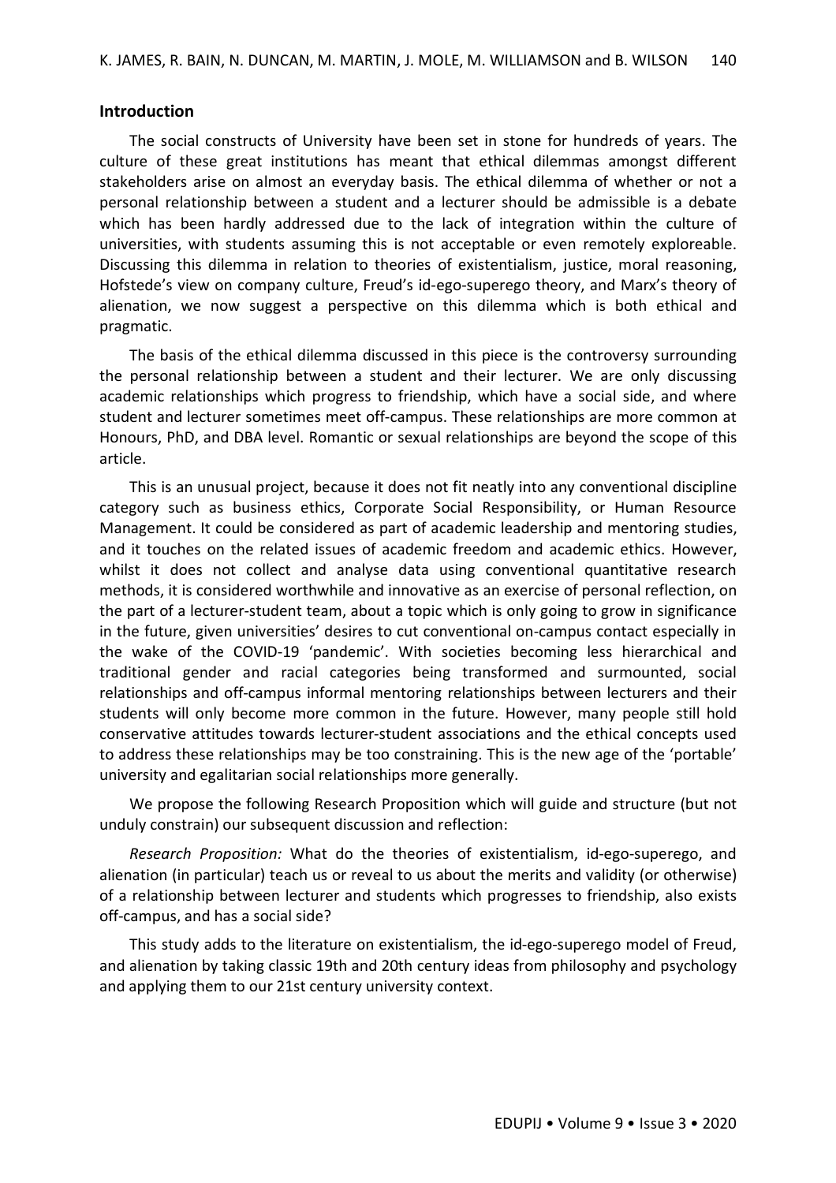## Introduction

The social constructs of University have been set in stone for hundreds of years. The culture of these great institutions has meant that ethical dilemmas amongst different stakeholders arise on almost an everyday basis. The ethical dilemma of whether or not a personal relationship between a student and a lecturer should be admissible is a debate which has been hardly addressed due to the lack of integration within the culture of universities, with students assuming this is not acceptable or even remotely exploreable. Discussing this dilemma in relation to theories of existentialism, justice, moral reasoning, Hofstede's view on company culture, Freud's id-ego-superego theory, and Marx's theory of alienation, we now suggest a perspective on this dilemma which is both ethical and pragmatic.

The basis of the ethical dilemma discussed in this piece is the controversy surrounding the personal relationship between a student and their lecturer. We are only discussing academic relationships which progress to friendship, which have a social side, and where student and lecturer sometimes meet off-campus. These relationships are more common at Honours, PhD, and DBA level. Romantic or sexual relationships are beyond the scope of this article.

This is an unusual project, because it does not fit neatly into any conventional discipline category such as business ethics, Corporate Social Responsibility, or Human Resource Management. It could be considered as part of academic leadership and mentoring studies, and it touches on the related issues of academic freedom and academic ethics. However, whilst it does not collect and analyse data using conventional quantitative research methods, it is considered worthwhile and innovative as an exercise of personal reflection, on the part of a lecturer-student team, about a topic which is only going to grow in significance in the future, given universities' desires to cut conventional on-campus contact especially in the wake of the COVID-19 'pandemic'. With societies becoming less hierarchical and traditional gender and racial categories being transformed and surmounted, social relationships and off-campus informal mentoring relationships between lecturers and their students will only become more common in the future. However, many people still hold conservative attitudes towards lecturer-student associations and the ethical concepts used to address these relationships may be too constraining. This is the new age of the 'portable' university and egalitarian social relationships more generally.

We propose the following Research Proposition which will guide and structure (but not unduly constrain) our subsequent discussion and reflection:

*Research Proposition:* What do the theories of existentialism, id-ego-superego, and alienation (in particular) teach us or reveal to us about the merits and validity (or otherwise) of a relationship between lecturer and students which progresses to friendship, also exists off-campus, and has a social side?

This study adds to the literature on existentialism, the id-ego-superego model of Freud, and alienation by taking classic 19th and 20th century ideas from philosophy and psychology and applying them to our 21st century university context.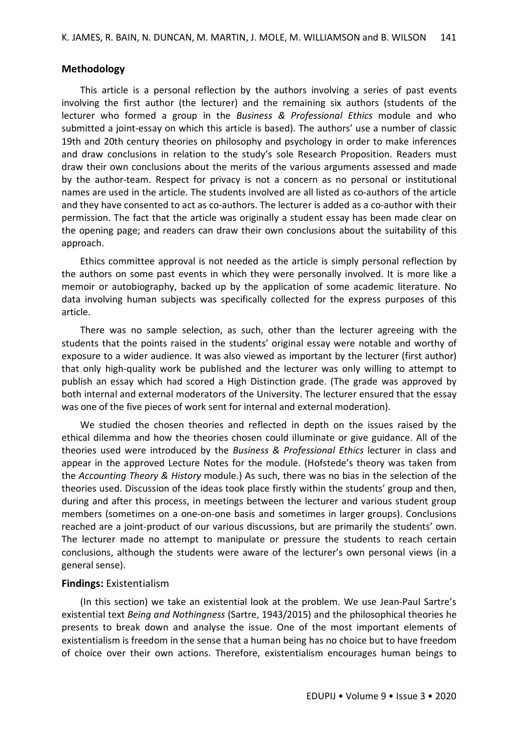## Methodology

This article is a personal reflection by the authors involving a series of past events involving the first author (the lecturer) and the remaining six authors (students of the lecturer who formed a group in the *Business & Professional Ethics* module and who submitted a joint-essay on which this article is based). The authors' use a number of classic 19th and 20th century theories on philosophy and psychology in order to make inferences and draw conclusions in relation to the study's sole Research Proposition. Readers must draw their own conclusions about the merits of the various arguments assessed and made by the author-team. Respect for privacy is not a concern as no personal or institutional names are used in the article. The students involved are all listed as co-authors of the article and they have consented to act as co-authors. The lecturer is added as a co-author with their permission. The fact that the article was originally a student essay has been made clear on the opening page; and readers can draw their own conclusions about the suitability of this approach.

Ethics committee approval is not needed as the article is simply personal reflection by the authors on some past events in which they were personally involved. It is more like a memoir or autobiography, backed up by the application of some academic literature. No data involving human subjects was specifically collected for the express purposes of this article.

There was no sample selection, as such, other than the lecturer agreeing with the students that the points raised in the students' original essay were notable and worthy of exposure to a wider audience. It was also viewed as important by the lecturer (first author) that only high-quality work be published and the lecturer was only willing to attempt to publish an essay which had scored a High Distinction grade. (The grade was approved by both internal and external moderators of the University. The lecturer ensured that the essay was one of the five pieces of work sent for internal and external moderation).

We studied the chosen theories and reflected in depth on the issues raised by the ethical dilemma and how the theories chosen could illuminate or give guidance. All of the theories used were introduced by the *Business & Professional Ethics* lecturer in class and appear in the approved Lecture Notes for the module. (Hofstede's theory was taken from the *Accounting Theory & History* module.) As such, there was no bias in the selection of the theories used. Discussion of the ideas took place firstly within the students' group and then, during and after this process, in meetings between the lecturer and various student group members (sometimes on a one-on-one basis and sometimes in larger groups). Conclusions reached are a joint-product of our various discussions, but are primarily the students' own. The lecturer made no attempt to manipulate or pressure the students to reach certain conclusions, although the students were aware of the lecturer's own personal views (in a general sense).

## Findings: Existentialism

(In this section) we take an existential look at the problem. We use Jean-Paul Sartre's existential text *Being and Nothingness* (Sartre, 1943/2015) and the philosophical theories he presents to break down and analyse the issue. One of the most important elements of existentialism is freedom in the sense that a human being has no choice but to have freedom of choice over their own actions. Therefore, existentialism encourages human beings to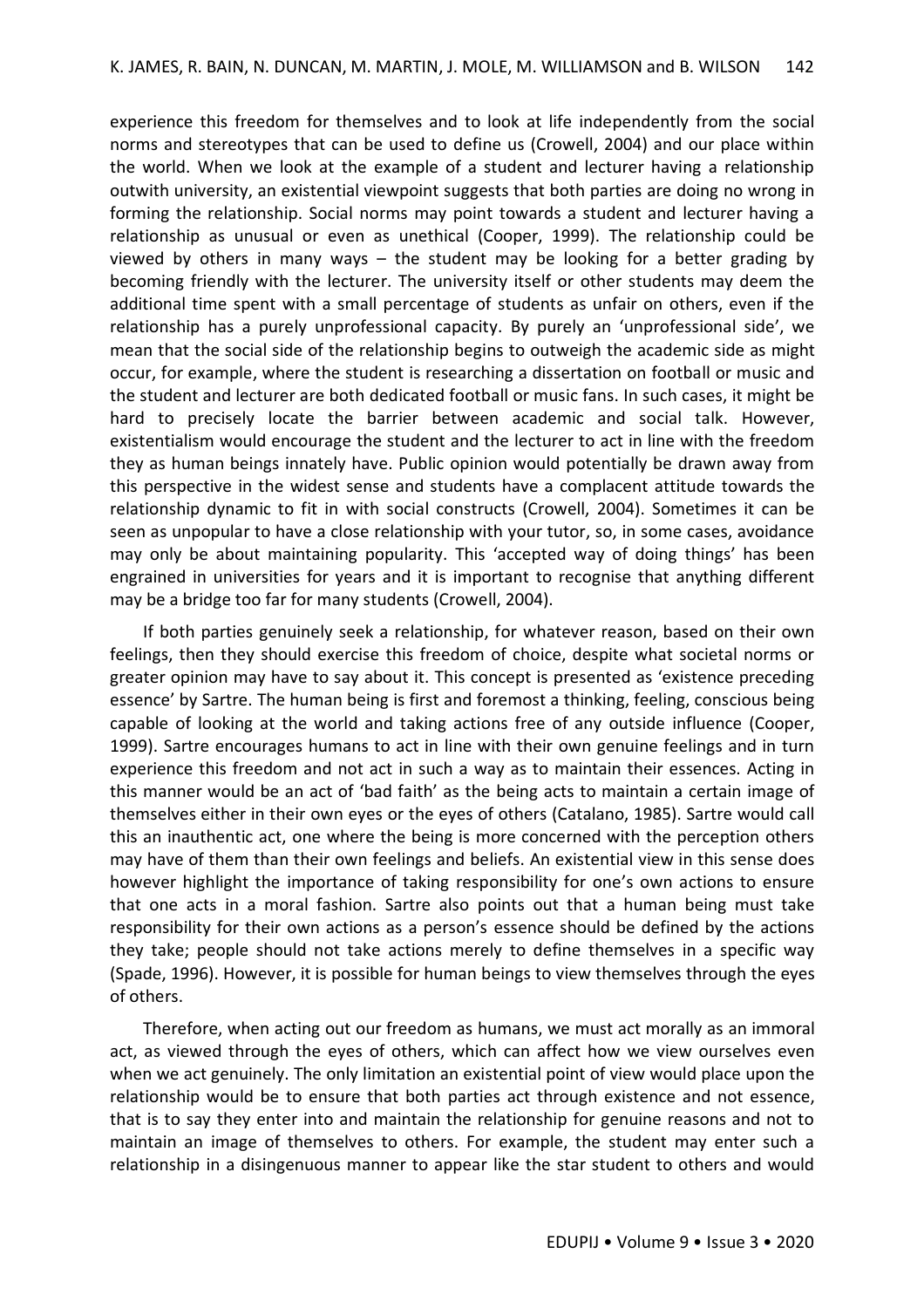experience this freedom for themselves and to look at life independently from the social norms and stereotypes that can be used to define us (Crowell, 2004) and our place within the world. When we look at the example of a student and lecturer having a relationship outwith university, an existential viewpoint suggests that both parties are doing no wrong in forming the relationship. Social norms may point towards a student and lecturer having a relationship as unusual or even as unethical (Cooper, 1999). The relationship could be viewed by others in many ways – the student may be looking for a better grading by becoming friendly with the lecturer. The university itself or other students may deem the additional time spent with a small percentage of students as unfair on others, even if the relationship has a purely unprofessional capacity. By purely an 'unprofessional side', we mean that the social side of the relationship begins to outweigh the academic side as might occur, for example, where the student is researching a dissertation on football or music and the student and lecturer are both dedicated football or music fans. In such cases, it might be hard to precisely locate the barrier between academic and social talk. However, existentialism would encourage the student and the lecturer to act in line with the freedom they as human beings innately have. Public opinion would potentially be drawn away from this perspective in the widest sense and students have a complacent attitude towards the relationship dynamic to fit in with social constructs (Crowell, 2004). Sometimes it can be seen as unpopular to have a close relationship with your tutor, so, in some cases, avoidance may only be about maintaining popularity. This 'accepted way of doing things' has been engrained in universities for years and it is important to recognise that anything different may be a bridge too far for many students (Crowell, 2004).

If both parties genuinely seek a relationship, for whatever reason, based on their own feelings, then they should exercise this freedom of choice, despite what societal norms or greater opinion may have to say about it. This concept is presented as 'existence preceding essence' by Sartre. The human being is first and foremost a thinking, feeling, conscious being capable of looking at the world and taking actions free of any outside influence (Cooper, 1999). Sartre encourages humans to act in line with their own genuine feelings and in turn experience this freedom and not act in such a way as to maintain their essences. Acting in this manner would be an act of 'bad faith' as the being acts to maintain a certain image of themselves either in their own eyes or the eyes of others (Catalano, 1985). Sartre would call this an inauthentic act, one where the being is more concerned with the perception others may have of them than their own feelings and beliefs. An existential view in this sense does however highlight the importance of taking responsibility for one's own actions to ensure that one acts in a moral fashion. Sartre also points out that a human being must take responsibility for their own actions as a person's essence should be defined by the actions they take; people should not take actions merely to define themselves in a specific way (Spade, 1996). However, it is possible for human beings to view themselves through the eyes of others.

Therefore, when acting out our freedom as humans, we must act morally as an immoral act, as viewed through the eyes of others, which can affect how we view ourselves even when we act genuinely. The only limitation an existential point of view would place upon the relationship would be to ensure that both parties act through existence and not essence, that is to say they enter into and maintain the relationship for genuine reasons and not to maintain an image of themselves to others. For example, the student may enter such a relationship in a disingenuous manner to appear like the star student to others and would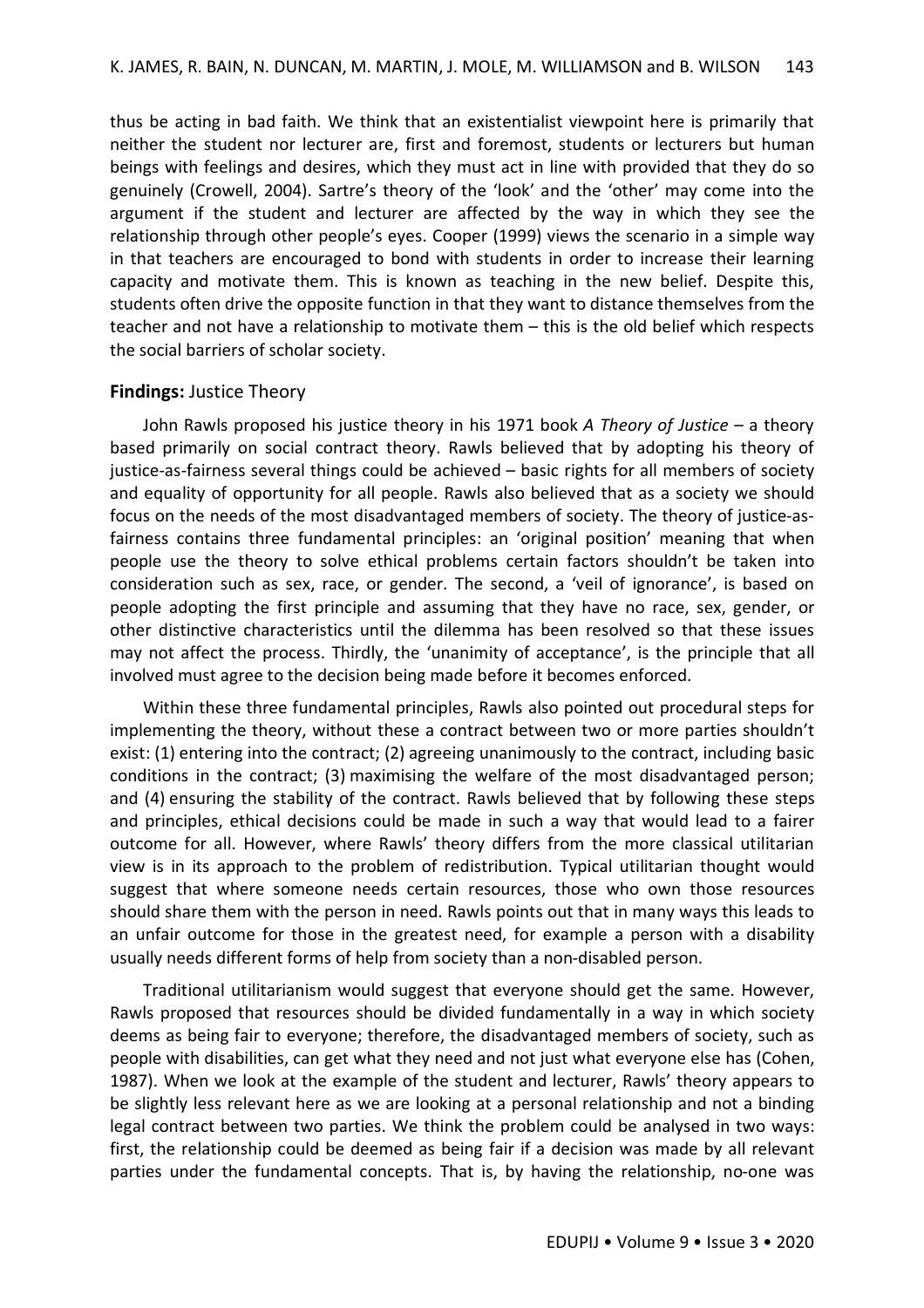thus be acting in bad faith. We think that an existentialist viewpoint here is primarily that neither the student nor lecturer are, first and foremost, students or lecturers but human beings with feelings and desires, which they must act in line with provided that they do so genuinely (Crowell, 2004). Sartre's theory of the 'look' and the 'other' may come into the argument if the student and lecturer are affected by the way in which they see the relationship through other people's eyes. Cooper (1999) views the scenario in a simple way in that teachers are encouraged to bond with students in order to increase their learning capacity and motivate them. This is known as teaching in the new belief. Despite this, students often drive the opposite function in that they want to distance themselves from the teacher and not have a relationship to motivate them – this is the old belief which respects the social barriers of scholar society.

**Findings:** Justice Theory

John Rawls proposed his justice theory in his 1971 book *A Theory of Justice* – a theory based primarily on social contract theory. Rawls believed that by adopting his theory of justice-as-fairness several things could be achieved – basic rights for all members of society and equality of opportunity for all people. Rawls also believed that as a society we should focus on the needs of the most disadvantaged members of society. The theory of justice-as-fairness contains three fundamental principles: an 'original position' meaning that when people use the theory to solve ethical problems certain factors shouldn't be taken into consideration such as sex, race, or gender. The second, a 'veil of ignorance', is based on people adopting the first principle and assuming that they have no race, sex, gender, or other distinctive characteristics until the dilemma has been resolved so that these issues may not affect the process. Thirdly, the 'unanimity of acceptance', is the principle that all involved must agree to the decision being made before it becomes enforced.

Within these three fundamental principles, Rawls also pointed out procedural steps for implementing the theory, without these a contract between two or more parties shouldn't exist: (1) entering into the contract; (2) agreeing unanimously to the contract, including basic conditions in the contract; (3) maximising the welfare of the most disadvantaged person; and (4) ensuring the stability of the contract. Rawls believed that by following these steps and principles, ethical decisions could be made in such a way that would lead to a fairer outcome for all. However, where Rawls' theory differs from the more classical utilitarian view is in its approach to the problem of redistribution. Typical utilitarian thought would suggest that where someone needs certain resources, those who own those resources should share them with the person in need. Rawls points out that in many ways this leads to an unfair outcome for those in the greatest need, for example a person with a disability usually needs different forms of help from society than a non-disabled person.

Traditional utilitarianism would suggest that everyone should get the same. However, Rawls proposed that resources should be divided fundamentally in a way in which society deems as being fair to everyone; therefore, the disadvantaged members of society, such as people with disabilities, can get what they need and not just what everyone else has (Cohen, 1987). When we look at the example of the student and lecturer, Rawls' theory appears to be slightly less relevant here as we are looking at a personal relationship and not a binding legal contract between two parties. We think the problem could be analysed in two ways: first, the relationship could be deemed as being fair if a decision was made by all relevant parties under the fundamental concepts. That is, by having the relationship, no-one was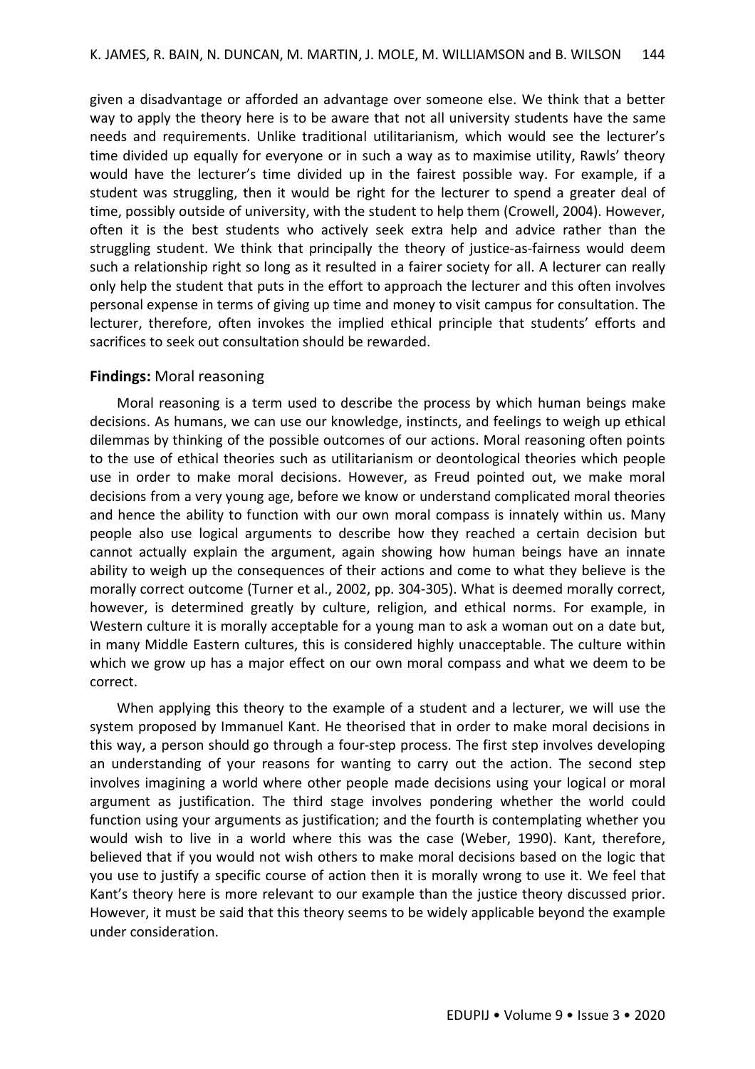given a disadvantage or afforded an advantage over someone else. We think that a better way to apply the theory here is to be aware that not all university students have the same needs and requirements. Unlike traditional utilitarianism, which would see the lecturer's time divided up equally for everyone or in such a way as to maximise utility, Rawls' theory would have the lecturer's time divided up in the fairest possible way. For example, if a student was struggling, then it would be right for the lecturer to spend a greater deal of time, possibly outside of university, with the student to help them (Crowell, 2004). However, often it is the best students who actively seek extra help and advice rather than the struggling student. We think that principally the theory of justice-as-fairness would deem such a relationship right so long as it resulted in a fairer society for all. A lecturer can really only help the student that puts in the effort to approach the lecturer and this often involves personal expense in terms of giving up time and money to visit campus for consultation. The lecturer, therefore, often invokes the implied ethical principle that students' efforts and sacrifices to seek out consultation should be rewarded.

### **Findings:** Moral reasoning

Moral reasoning is a term used to describe the process by which human beings make decisions. As humans, we can use our knowledge, instincts, and feelings to weigh up ethical dilemmas by thinking of the possible outcomes of our actions. Moral reasoning often points to the use of ethical theories such as utilitarianism or deontological theories which people use in order to make moral decisions. However, as Freud pointed out, we make moral decisions from a very young age, before we know or understand complicated moral theories and hence the ability to function with our own moral compass is innately within us. Many people also use logical arguments to describe how they reached a certain decision but cannot actually explain the argument, again showing how human beings have an innate ability to weigh up the consequences of their actions and come to what they believe is the morally correct outcome (Turner et al., 2002, pp. 304-305). What is deemed morally correct, however, is determined greatly by culture, religion, and ethical norms. For example, in Western culture it is morally acceptable for a young man to ask a woman out on a date but, in many Middle Eastern cultures, this is considered highly unacceptable. The culture within which we grow up has a major effect on our own moral compass and what we deem to be correct.

When applying this theory to the example of a student and a lecturer, we will use the system proposed by Immanuel Kant. He theorised that in order to make moral decisions in this way, a person should go through a four-step process. The first step involves developing an understanding of your reasons for wanting to carry out the action. The second step involves imagining a world where other people made decisions using your logical or moral argument as justification. The third stage involves pondering whether the world could function using your arguments as justification; and the fourth is contemplating whether you would wish to live in a world where this was the case (Weber, 1990). Kant, therefore, believed that if you would not wish others to make moral decisions based on the logic that you use to justify a specific course of action then it is morally wrong to use it. We feel that Kant's theory here is more relevant to our example than the justice theory discussed prior. However, it must be said that this theory seems to be widely applicable beyond the example under consideration.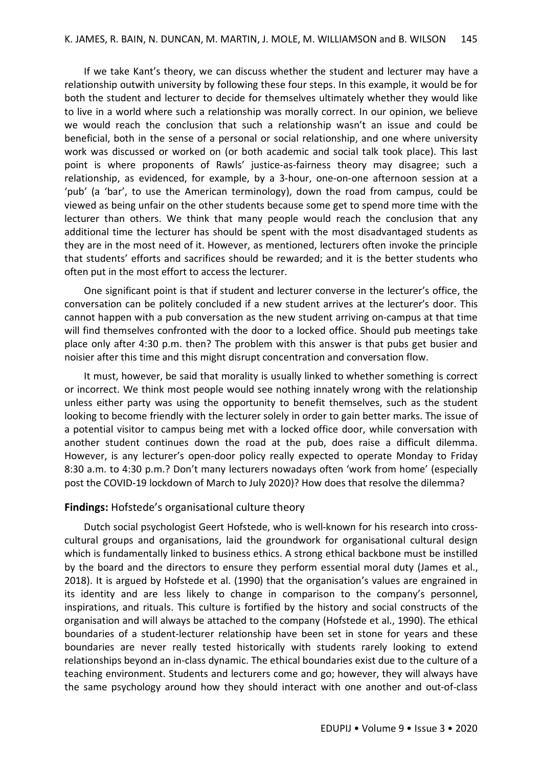If we take Kant's theory, we can discuss whether the student and lecturer may have a relationship outwith university by following these four steps. In this example, it would be for both the student and lecturer to decide for themselves ultimately whether they would like to live in a world where such a relationship was morally correct. In our opinion, we believe we would reach the conclusion that such a relationship wasn't an issue and could be beneficial, both in the sense of a personal or social relationship, and one where university work was discussed or worked on (or both academic and social talk took place). This last point is where proponents of Rawls' justice-as-fairness theory may disagree; such a relationship, as evidenced, for example, by a 3-hour, one-on-one afternoon session at a 'pub' (a 'bar', to use the American terminology), down the road from campus, could be viewed as being unfair on the other students because some get to spend more time with the lecturer than others. We think that many people would reach the conclusion that any additional time the lecturer has should be spent with the most disadvantaged students as they are in the most need of it. However, as mentioned, lecturers often invoke the principle that students' efforts and sacrifices should be rewarded; and it is the better students who often put in the most effort to access the lecturer.

One significant point is that if student and lecturer converse in the lecturer's office, the conversation can be politely concluded if a new student arrives at the lecturer's door. This cannot happen with a pub conversation as the new student arriving on-campus at that time will find themselves confronted with the door to a locked office. Should pub meetings take place only after 4:30 p.m. then? The problem with this answer is that pubs get busier and noisier after this time and this might disrupt concentration and conversation flow.

It must, however, be said that morality is usually linked to whether something is correct or incorrect. We think most people would see nothing innately wrong with the relationship unless either party was using the opportunity to benefit themselves, such as the student looking to become friendly with the lecturer solely in order to gain better marks. The issue of a potential visitor to campus being met with a locked office door, while conversation with another student continues down the road at the pub, does raise a difficult dilemma. However, is any lecturer's open-door policy really expected to operate Monday to Friday 8:30 a.m. to 4:30 p.m.? Don't many lecturers nowadays often 'work from home' (especially post the COVID-19 lockdown of March to July 2020)? How does that resolve the dilemma?

## **Findings:** Hofstede's organisational culture theory

Dutch social psychologist Geert Hofstede, who is well-known for his research into cross-cultural groups and organisations, laid the groundwork for organisational cultural design which is fundamentally linked to business ethics. A strong ethical backbone must be instilled by the board and the directors to ensure they perform essential moral duty (James et al., 2018). It is argued by Hofstede et al. (1990) that the organisation's values are engrained in its identity and are less likely to change in comparison to the company's personnel, inspirations, and rituals. This culture is fortified by the history and social constructs of the organisation and will always be attached to the company (Hofstede et al., 1990). The ethical boundaries of a student-lecturer relationship have been set in stone for years and these boundaries are never really tested historically with students rarely looking to extend relationships beyond an in-class dynamic. The ethical boundaries exist due to the culture of a teaching environment. Students and lecturers come and go; however, they will always have the same psychology around how they should interact with one another and out-of-class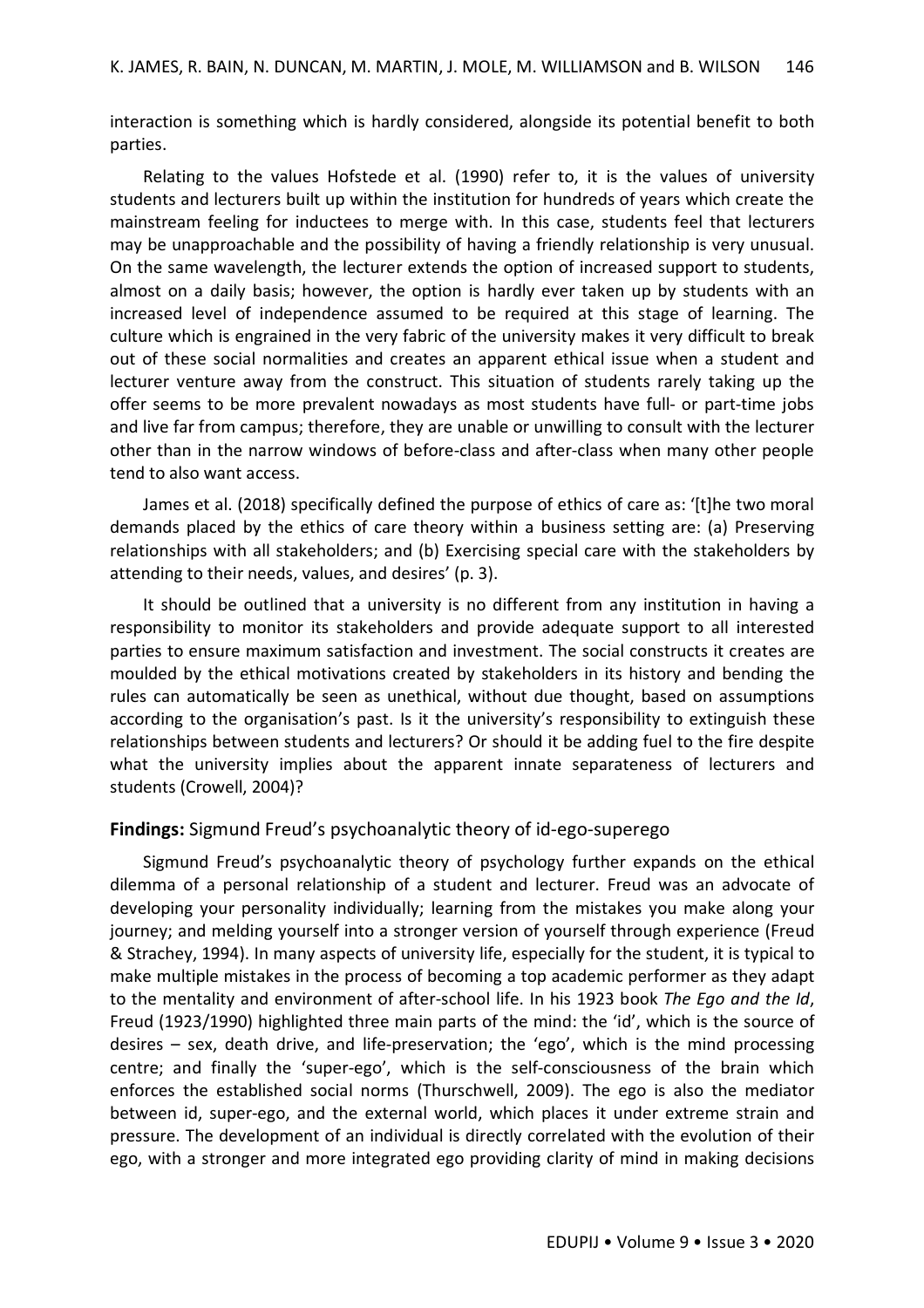interaction is something which is hardly considered, alongside its potential benefit to both parties.

Relating to the values Hofstede et al. (1990) refer to, it is the values of university students and lecturers built up within the institution for hundreds of years which create the mainstream feeling for inductees to merge with. In this case, students feel that lecturers may be unapproachable and the possibility of having a friendly relationship is very unusual. On the same wavelength, the lecturer extends the option of increased support to students, almost on a daily basis; however, the option is hardly ever taken up by students with an increased level of independence assumed to be required at this stage of learning. The culture which is engrained in the very fabric of the university makes it very difficult to break out of these social normalities and creates an apparent ethical issue when a student and lecturer venture away from the construct. This situation of students rarely taking up the offer seems to be more prevalent nowadays as most students have full- or part-time jobs and live far from campus; therefore, they are unable or unwilling to consult with the lecturer other than in the narrow windows of before-class and after-class when many other people tend to also want access.

James et al. (2018) specifically defined the purpose of ethics of care as: '[t]he two moral demands placed by the ethics of care theory within a business setting are: (a) Preserving relationships with all stakeholders; and (b) Exercising special care with the stakeholders by attending to their needs, values, and desires' (p. 3).

It should be outlined that a university is no different from any institution in having a responsibility to monitor its stakeholders and provide adequate support to all interested parties to ensure maximum satisfaction and investment. The social constructs it creates are moulded by the ethical motivations created by stakeholders in its history and bending the rules can automatically be seen as unethical, without due thought, based on assumptions according to the organisation's past. Is it the university's responsibility to extinguish these relationships between students and lecturers? Or should it be adding fuel to the fire despite what the university implies about the apparent innate separateness of lecturers and students (Crowell, 2004)?

**Findings:** Sigmund Freud's psychoanalytic theory of id-ego-superego

Sigmund Freud's psychoanalytic theory of psychology further expands on the ethical dilemma of a personal relationship of a student and lecturer. Freud was an advocate of developing your personality individually; learning from the mistakes you make along your journey; and melding yourself into a stronger version of yourself through experience (Freud & Strachey, 1994). In many aspects of university life, especially for the student, it is typical to make multiple mistakes in the process of becoming a top academic performer as they adapt to the mentality and environment of after-school life. In his 1923 book *The Ego and the Id*, Freud (1923/1990) highlighted three main parts of the mind: the 'id', which is the source of desires – sex, death drive, and life-preservation; the 'ego', which is the mind processing centre; and finally the 'super-ego', which is the self-consciousness of the brain which enforces the established social norms (Thurschwell, 2009). The ego is also the mediator between id, super-ego, and the external world, which places it under extreme strain and pressure. The development of an individual is directly correlated with the evolution of their ego, with a stronger and more integrated ego providing clarity of mind in making decisions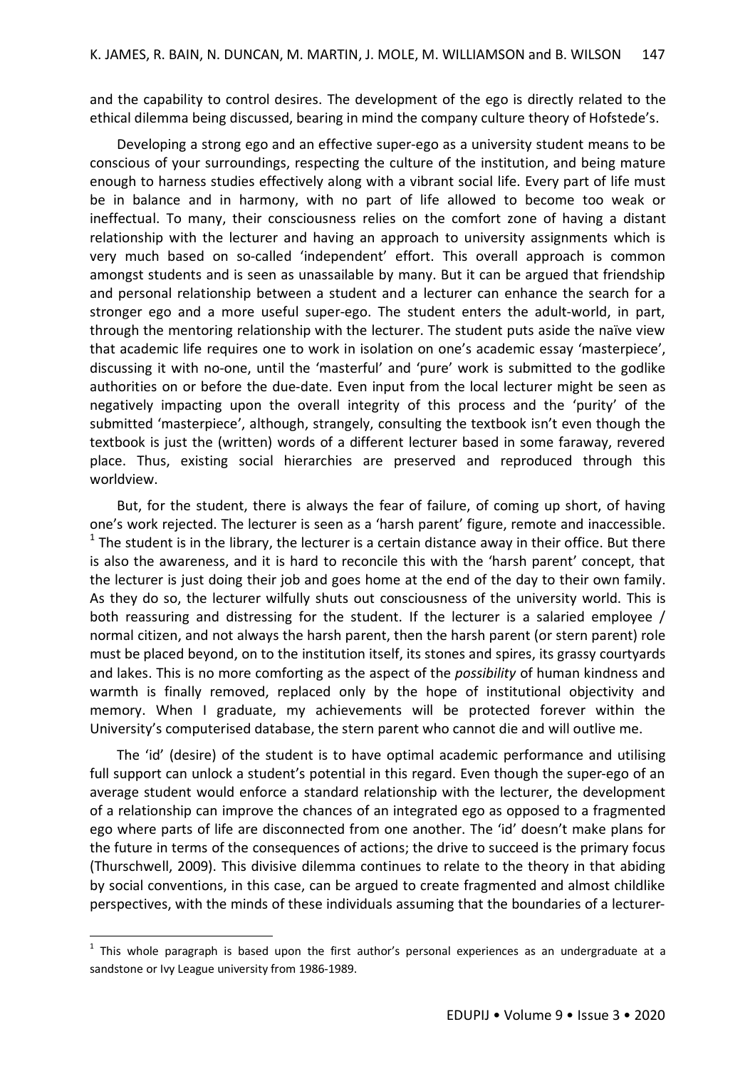and the capability to control desires. The development of the ego is directly related to the ethical dilemma being discussed, bearing in mind the company culture theory of Hofstede's.

Developing a strong ego and an effective super-ego as a university student means to be conscious of your surroundings, respecting the culture of the institution, and being mature enough to harness studies effectively along with a vibrant social life. Every part of life must be in balance and in harmony, with no part of life allowed to become too weak or ineffectual. To many, their consciousness relies on the comfort zone of having a distant relationship with the lecturer and having an approach to university assignments which is very much based on so-called 'independent' effort. This overall approach is common amongst students and is seen as unassailable by many. But it can be argued that friendship and personal relationship between a student and a lecturer can enhance the search for a stronger ego and a more useful super-ego. The student enters the adult-world, in part, through the mentoring relationship with the lecturer. The student puts aside the naïve view that academic life requires one to work in isolation on one's academic essay 'masterpiece', discussing it with no-one, until the 'masterful' and 'pure' work is submitted to the godlike authorities on or before the due-date. Even input from the local lecturer might be seen as negatively impacting upon the overall integrity of this process and the 'purity' of the submitted 'masterpiece', although, strangely, consulting the textbook isn't even though the textbook is just the (written) words of a different lecturer based in some faraway, revered place. Thus, existing social hierarchies are preserved and reproduced through this worldview.

But, for the student, there is always the fear of failure, of coming up short, of having one's work rejected. The lecturer is seen as a 'harsh parent' figure, remote and inaccessible. [1] The student is in the library, the lecturer is a certain distance away in their office. But there is also the awareness, and it is hard to reconcile this with the 'harsh parent' concept, that the lecturer is just doing their job and goes home at the end of the day to their own family. As they do so, the lecturer wilfully shuts out consciousness of the university world. This is both reassuring and distressing for the student. If the lecturer is a salaried employee / normal citizen, and not always the harsh parent, then the harsh parent (or stern parent) role must be placed beyond, on to the institution itself, its stones and spires, its grassy courtyards and lakes. This is no more comforting as the aspect of the *possibility* of human kindness and warmth is finally removed, replaced only by the hope of institutional objectivity and memory. When I graduate, my achievements will be protected forever within the University's computerised database, the stern parent who cannot die and will outlive me.

The 'id' (desire) of the student is to have optimal academic performance and utilising full support can unlock a student's potential in this regard. Even though the super-ego of an average student would enforce a standard relationship with the lecturer, the development of a relationship can improve the chances of an integrated ego as opposed to a fragmented ego where parts of life are disconnected from one another. The 'id' doesn't make plans for the future in terms of the consequences of actions; the drive to succeed is the primary focus (Thurschwell, 2009). This divisive dilemma continues to relate to the theory in that abiding by social conventions, in this case, can be argued to create fragmented and almost childlike perspectives, with the minds of these individuals assuming that the boundaries of a lecturer-

---

[1] This whole paragraph is based upon the first author's personal experiences as an undergraduate at a sandstone or Ivy League university from 1986-1989.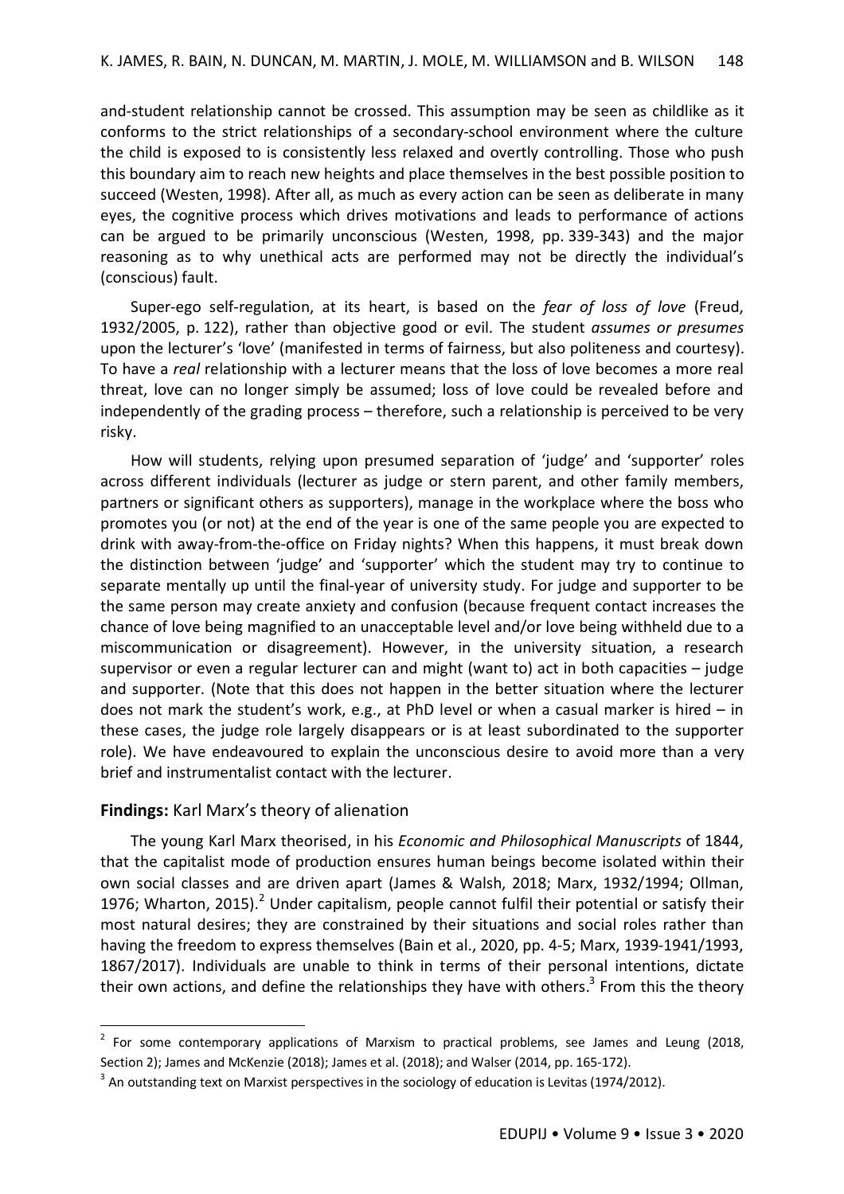and-student relationship cannot be crossed. This assumption may be seen as childlike as it conforms to the strict relationships of a secondary-school environment where the culture the child is exposed to is consistently less relaxed and overtly controlling. Those who push this boundary aim to reach new heights and place themselves in the best possible position to succeed (Westen, 1998). After all, as much as every action can be seen as deliberate in many eyes, the cognitive process which drives motivations and leads to performance of actions can be argued to be primarily unconscious (Westen, 1998, pp. 339-343) and the major reasoning as to why unethical acts are performed may not be directly the individual's (conscious) fault.

Super-ego self-regulation, at its heart, is based on the *fear of loss of love* (Freud, 1932/2005, p. 122), rather than objective good or evil. The student *assumes or presumes* upon the lecturer's 'love' (manifested in terms of fairness, but also politeness and courtesy). To have a *real* relationship with a lecturer means that the loss of love becomes a more real threat, love can no longer simply be assumed; loss of love could be revealed before and independently of the grading process – therefore, such a relationship is perceived to be very risky.

How will students, relying upon presumed separation of 'judge' and 'supporter' roles across different individuals (lecturer as judge or stern parent, and other family members, partners or significant others as supporters), manage in the workplace where the boss who promotes you (or not) at the end of the year is one of the same people you are expected to drink with away-from-the-office on Friday nights? When this happens, it must break down the distinction between 'judge' and 'supporter' which the student may try to continue to separate mentally up until the final-year of university study. For judge and supporter to be the same person may create anxiety and confusion (because frequent contact increases the chance of love being magnified to an unacceptable level and/or love being withheld due to a miscommunication or disagreement). However, in the university situation, a research supervisor or even a regular lecturer can and might (want to) act in both capacities – judge and supporter. (Note that this does not happen in the better situation where the lecturer does not mark the student's work, e.g., at PhD level or when a casual marker is hired – in these cases, the judge role largely disappears or is at least subordinated to the supporter role). We have endeavoured to explain the unconscious desire to avoid more than a very brief and instrumentalist contact with the lecturer.

## **Findings:** Karl Marx's theory of alienation

The young Karl Marx theorised, in his *Economic and Philosophical Manuscripts* of 1844, that the capitalist mode of production ensures human beings become isolated within their own social classes and are driven apart (James & Walsh, 2018; Marx, 1932/1994; Ollman, 1976; Wharton, 2015).[2] Under capitalism, people cannot fulfil their potential or satisfy their most natural desires; they are constrained by their situations and social roles rather than having the freedom to express themselves (Bain et al., 2020, pp. 4-5; Marx, 1939-1941/1993, 1867/2017). Individuals are unable to think in terms of their personal intentions, dictate their own actions, and define the relationships they have with others.[3] From this the theory

---

[2] For some contemporary applications of Marxism to practical problems, see James and Leung (2018, Section 2); James and McKenzie (2018); James et al. (2018); and Walser (2014, pp. 165-172).

[3] An outstanding text on Marxist perspectives in the sociology of education is Levitas (1974/2012).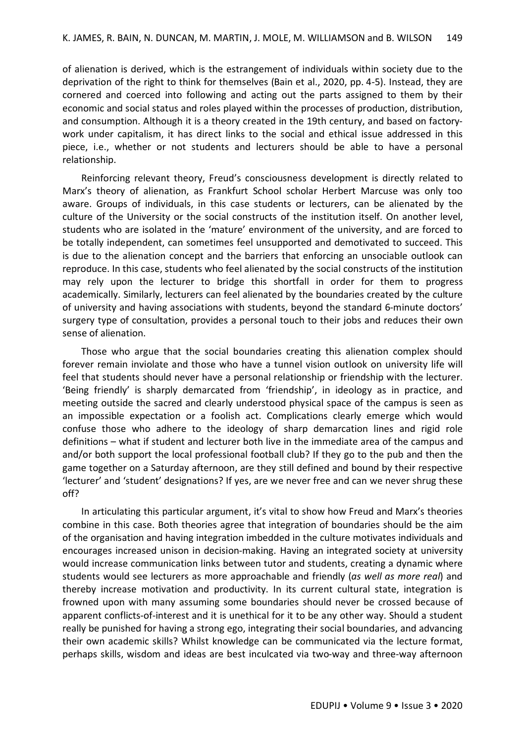of alienation is derived, which is the estrangement of individuals within society due to the deprivation of the right to think for themselves (Bain et al., 2020, pp. 4-5). Instead, they are cornered and coerced into following and acting out the parts assigned to them by their economic and social status and roles played within the processes of production, distribution, and consumption. Although it is a theory created in the 19th century, and based on factory-work under capitalism, it has direct links to the social and ethical issue addressed in this piece, i.e., whether or not students and lecturers should be able to have a personal relationship.

Reinforcing relevant theory, Freud's consciousness development is directly related to Marx's theory of alienation, as Frankfurt School scholar Herbert Marcuse was only too aware. Groups of individuals, in this case students or lecturers, can be alienated by the culture of the University or the social constructs of the institution itself. On another level, students who are isolated in the 'mature' environment of the university, and are forced to be totally independent, can sometimes feel unsupported and demotivated to succeed. This is due to the alienation concept and the barriers that enforcing an unsociable outlook can reproduce. In this case, students who feel alienated by the social constructs of the institution may rely upon the lecturer to bridge this shortfall in order for them to progress academically. Similarly, lecturers can feel alienated by the boundaries created by the culture of university and having associations with students, beyond the standard 6-minute doctors' surgery type of consultation, provides a personal touch to their jobs and reduces their own sense of alienation.

Those who argue that the social boundaries creating this alienation complex should forever remain inviolate and those who have a tunnel vision outlook on university life will feel that students should never have a personal relationship or friendship with the lecturer. 'Being friendly' is sharply demarcated from 'friendship', in ideology as in practice, and meeting outside the sacred and clearly understood physical space of the campus is seen as an impossible expectation or a foolish act. Complications clearly emerge which would confuse those who adhere to the ideology of sharp demarcation lines and rigid role definitions – what if student and lecturer both live in the immediate area of the campus and and/or both support the local professional football club? If they go to the pub and then the game together on a Saturday afternoon, are they still defined and bound by their respective 'lecturer' and 'student' designations? If yes, are we never free and can we never shrug these off?

In articulating this particular argument, it's vital to show how Freud and Marx's theories combine in this case. Both theories agree that integration of boundaries should be the aim of the organisation and having integration imbedded in the culture motivates individuals and encourages increased unison in decision-making. Having an integrated society at university would increase communication links between tutor and students, creating a dynamic where students would see lecturers as more approachable and friendly (*as well as more real*) and thereby increase motivation and productivity. In its current cultural state, integration is frowned upon with many assuming some boundaries should never be crossed because of apparent conflicts-of-interest and it is unethical for it to be any other way. Should a student really be punished for having a strong ego, integrating their social boundaries, and advancing their own academic skills? Whilst knowledge can be communicated via the lecture format, perhaps skills, wisdom and ideas are best inculcated via two-way and three-way afternoon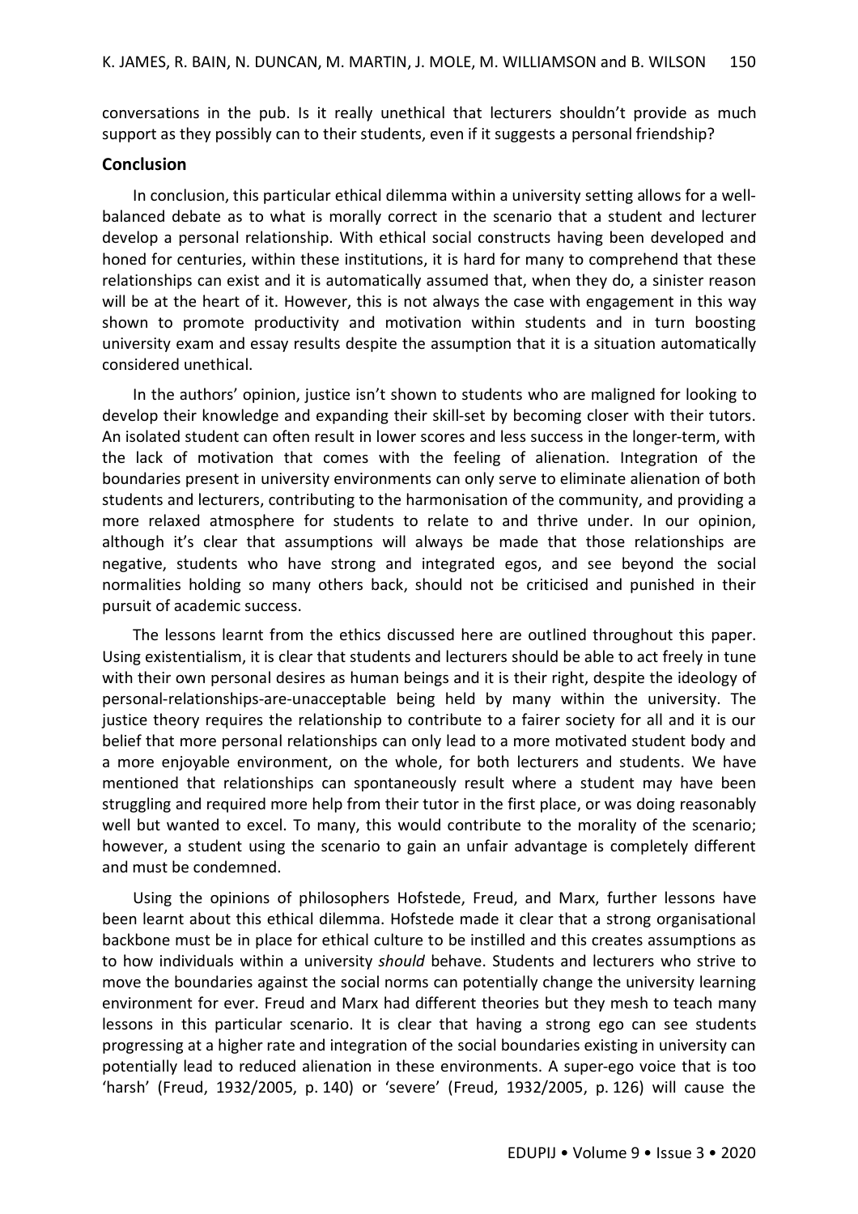conversations in the pub. Is it really unethical that lecturers shouldn't provide as much support as they possibly can to their students, even if it suggests a personal friendship?

## Conclusion

In conclusion, this particular ethical dilemma within a university setting allows for a well-balanced debate as to what is morally correct in the scenario that a student and lecturer develop a personal relationship. With ethical social constructs having been developed and honed for centuries, within these institutions, it is hard for many to comprehend that these relationships can exist and it is automatically assumed that, when they do, a sinister reason will be at the heart of it. However, this is not always the case with engagement in this way shown to promote productivity and motivation within students and in turn boosting university exam and essay results despite the assumption that it is a situation automatically considered unethical.

In the authors' opinion, justice isn't shown to students who are maligned for looking to develop their knowledge and expanding their skill-set by becoming closer with their tutors. An isolated student can often result in lower scores and less success in the longer-term, with the lack of motivation that comes with the feeling of alienation. Integration of the boundaries present in university environments can only serve to eliminate alienation of both students and lecturers, contributing to the harmonisation of the community, and providing a more relaxed atmosphere for students to relate to and thrive under. In our opinion, although it's clear that assumptions will always be made that those relationships are negative, students who have strong and integrated egos, and see beyond the social normalities holding so many others back, should not be criticised and punished in their pursuit of academic success.

The lessons learnt from the ethics discussed here are outlined throughout this paper. Using existentialism, it is clear that students and lecturers should be able to act freely in tune with their own personal desires as human beings and it is their right, despite the ideology of personal-relationships-are-unacceptable being held by many within the university. The justice theory requires the relationship to contribute to a fairer society for all and it is our belief that more personal relationships can only lead to a more motivated student body and a more enjoyable environment, on the whole, for both lecturers and students. We have mentioned that relationships can spontaneously result where a student may have been struggling and required more help from their tutor in the first place, or was doing reasonably well but wanted to excel. To many, this would contribute to the morality of the scenario; however, a student using the scenario to gain an unfair advantage is completely different and must be condemned.

Using the opinions of philosophers Hofstede, Freud, and Marx, further lessons have been learnt about this ethical dilemma. Hofstede made it clear that a strong organisational backbone must be in place for ethical culture to be instilled and this creates assumptions as to how individuals within a university *should* behave. Students and lecturers who strive to move the boundaries against the social norms can potentially change the university learning environment for ever. Freud and Marx had different theories but they mesh to teach many lessons in this particular scenario. It is clear that having a strong ego can see students progressing at a higher rate and integration of the social boundaries existing in university can potentially lead to reduced alienation in these environments. A super-ego voice that is too 'harsh' (Freud, 1932/2005, p. 140) or 'severe' (Freud, 1932/2005, p. 126) will cause the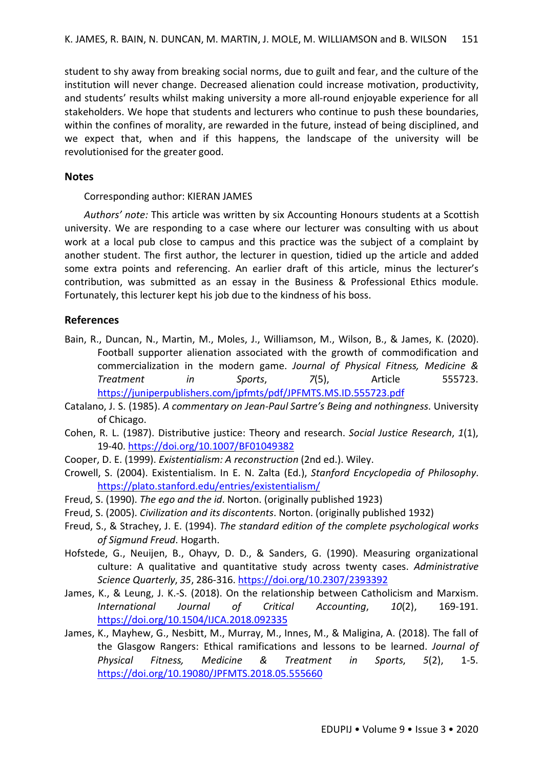student to shy away from breaking social norms, due to guilt and fear, and the culture of the institution will never change. Decreased alienation could increase motivation, productivity, and students' results whilst making university a more all-round enjoyable experience for all stakeholders. We hope that students and lecturers who continue to push these boundaries, within the confines of morality, are rewarded in the future, instead of being disciplined, and we expect that, when and if this happens, the landscape of the university will be revolutionised for the greater good.

## Notes

Corresponding author: KIERAN JAMES

*Authors' note:* This article was written by six Accounting Honours students at a Scottish university. We are responding to a case where our lecturer was consulting with us about work at a local pub close to campus and this practice was the subject of a complaint by another student. The first author, the lecturer in question, tidied up the article and added some extra points and referencing. An earlier draft of this article, minus the lecturer's contribution, was submitted as an essay in the Business & Professional Ethics module. Fortunately, this lecturer kept his job due to the kindness of his boss.

## References

Bain, R., Duncan, N., Martin, M., Moles, J., Williamson, M., Wilson, B., & James, K. (2020). Football supporter alienation associated with the growth of commodification and commercialization in the modern game. *Journal of Physical Fitness, Medicine & Treatment in Sports*, *7*(5), Article 555723. https://juniperpublishers.com/jpfmts/pdf/JPFMTS.MS.ID.555723.pdf

Catalano, J. S. (1985). *A commentary on Jean-Paul Sartre's Being and nothingness*. University of Chicago.

Cohen, R. L. (1987). Distributive justice: Theory and research. *Social Justice Research*, *1*(1), 19-40. https://doi.org/10.1007/BF01049382

Cooper, D. E. (1999). *Existentialism: A reconstruction* (2nd ed.). Wiley.

Crowell, S. (2004). Existentialism. In E. N. Zalta (Ed.), *Stanford Encyclopedia of Philosophy*. https://plato.stanford.edu/entries/existentialism/

Freud, S. (1990). *The ego and the id*. Norton. (originally published 1923)

Freud, S. (2005). *Civilization and its discontents*. Norton. (originally published 1932)

Freud, S., & Strachey, J. E. (1994). *The standard edition of the complete psychological works of Sigmund Freud*. Hogarth.

Hofstede, G., Neuijen, B., Ohayv, D. D., & Sanders, G. (1990). Measuring organizational culture: A qualitative and quantitative study across twenty cases. *Administrative Science Quarterly*, *35*, 286-316. https://doi.org/10.2307/2393392

James, K., & Leung, J. K.-S. (2018). On the relationship between Catholicism and Marxism. *International Journal of Critical Accounting*, *10*(2), 169-191. https://doi.org/10.1504/IJCA.2018.092335

James, K., Mayhew, G., Nesbitt, M., Murray, M., Innes, M., & Maligina, A. (2018). The fall of the Glasgow Rangers: Ethical ramifications and lessons to be learned. *Journal of Physical Fitness, Medicine & Treatment in Sports*, *5*(2), 1-5. https://doi.org/10.19080/JPFMTS.2018.05.555660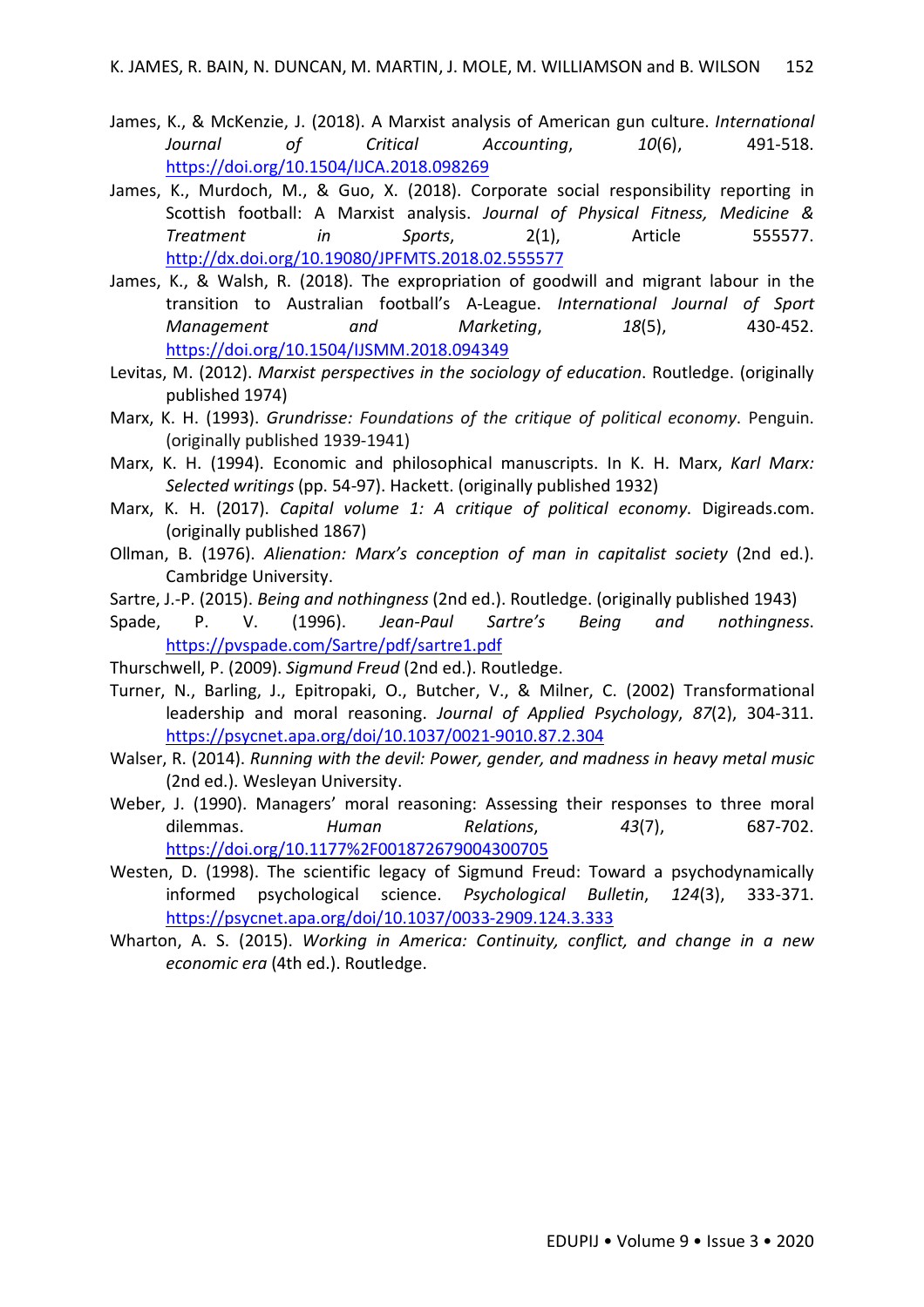James, K., & McKenzie, J. (2018). A Marxist analysis of American gun culture. *International Journal of Critical Accounting*, *10*(6), 491-518. https://doi.org/10.1504/IJCA.2018.098269

James, K., Murdoch, M., & Guo, X. (2018). Corporate social responsibility reporting in Scottish football: A Marxist analysis. *Journal of Physical Fitness, Medicine & Treatment in Sports*, 2(1), Article 555577. http://dx.doi.org/10.19080/JPFMTS.2018.02.555577

James, K., & Walsh, R. (2018). The expropriation of goodwill and migrant labour in the transition to Australian football's A-League. *International Journal of Sport Management and Marketing*, *18*(5), 430-452. https://doi.org/10.1504/IJSMM.2018.094349

Levitas, M. (2012). *Marxist perspectives in the sociology of education*. Routledge. (originally published 1974)

Marx, K. H. (1993). *Grundrisse: Foundations of the critique of political economy*. Penguin. (originally published 1939-1941)

Marx, K. H. (1994). Economic and philosophical manuscripts. In K. H. Marx, *Karl Marx: Selected writings* (pp. 54-97). Hackett. (originally published 1932)

Marx, K. H. (2017). *Capital volume 1: A critique of political economy*. Digireads.com. (originally published 1867)

Ollman, B. (1976). *Alienation: Marx's conception of man in capitalist society* (2nd ed.). Cambridge University.

Sartre, J.-P. (2015). *Being and nothingness* (2nd ed.). Routledge. (originally published 1943)

Spade, P. V. (1996). *Jean-Paul Sartre's Being and nothingness*. https://pvspade.com/Sartre/pdf/sartre1.pdf

Thurschwell, P. (2009). *Sigmund Freud* (2nd ed.). Routledge.

Turner, N., Barling, J., Epitropaki, O., Butcher, V., & Milner, C. (2002) Transformational leadership and moral reasoning. *Journal of Applied Psychology*, *87*(2), 304-311. https://psycnet.apa.org/doi/10.1037/0021-9010.87.2.304

Walser, R. (2014). *Running with the devil: Power, gender, and madness in heavy metal music* (2nd ed.). Wesleyan University.

Weber, J. (1990). Managers' moral reasoning: Assessing their responses to three moral dilemmas. *Human Relations*, *43*(7), 687-702. https://doi.org/10.1177%2F001872679004300705

Westen, D. (1998). The scientific legacy of Sigmund Freud: Toward a psychodynamically informed psychological science. *Psychological Bulletin*, *124*(3), 333-371. https://psycnet.apa.org/doi/10.1037/0033-2909.124.3.333

Wharton, A. S. (2015). *Working in America: Continuity, conflict, and change in a new economic era* (4th ed.). Routledge.